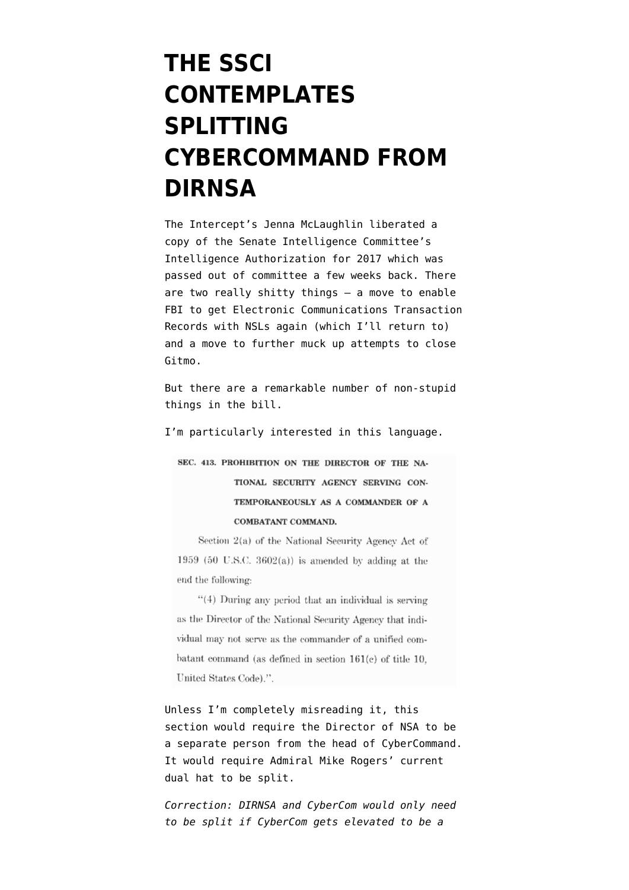# THE SSCI CONTEMPLATES SPLITTING CYBERCOMMAND FROM DIRNSA

The Intercept's Jenna McLaughlin liberated a copy of the Senate Intelligence Committee's Intelligence Authorization for 2017 which was passed out of committee a few weeks back. There are two really shitty things — a move to enable FBI to get Electronic Communications Transaction Records with NSLs again (which I'll return to) and a move to further muck up attempts to close Gitmo.

But there are a remarkable number of non-stupid things in the bill.

I'm particularly interested in this language.

> **SEC. 413. PROHIBITION ON THE DIRECTOR OF THE NATIONAL SECURITY AGENCY SERVING CONTEMPORANEOUSLY AS A COMMANDER OF A COMBATANT COMMAND.**
>
> Section 2(a) of the National Security Agency Act of 1959 (50 U.S.C. 3602(a)) is amended by adding at the end the following:
>
> "(4) During any period that an individual is serving as the Director of the National Security Agency that individual may not serve as the commander of a unified combatant command (as defined in section 161(c) of title 10, United States Code).".

Unless I'm completely misreading it, this section would require the Director of NSA to be a separate person from the head of CyberCommand. It would require Admiral Mike Rogers' current dual hat to be split.

*Correction: DIRNSA and CyberCom would only need to be split if CyberCom gets elevated to be a*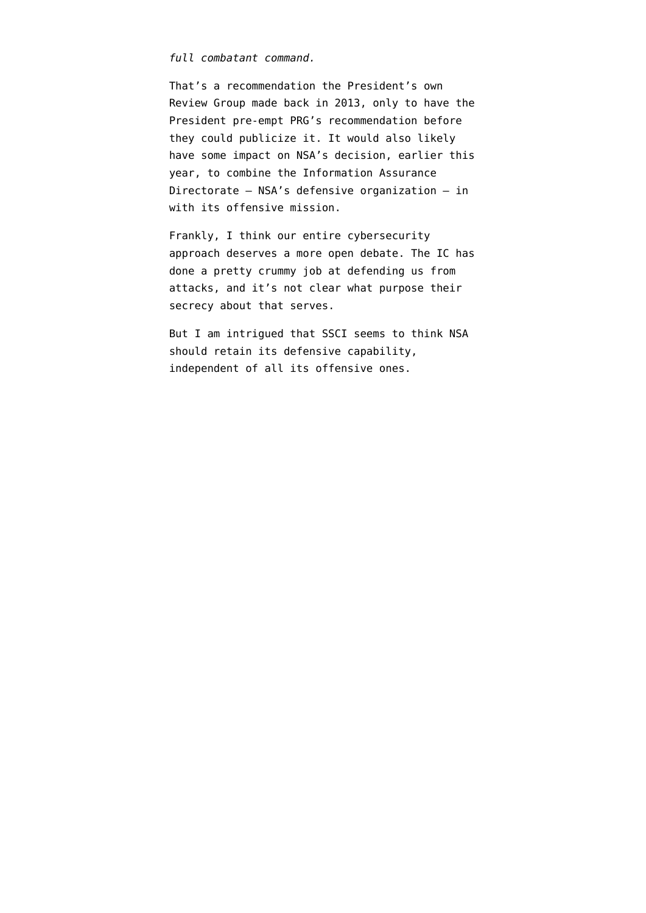*full combatant command.*

That’s a recommendation the President’s own Review Group made back in 2013, only to have the President pre-empt PRG’s recommendation before they could publicize it. It would also likely have some impact on NSA’s decision, earlier this year, to combine the Information Assurance Directorate — NSA’s defensive organization — in with its offensive mission.

Frankly, I think our entire cybersecurity approach deserves a more open debate. The IC has done a pretty crummy job at defending us from attacks, and it’s not clear what purpose their secrecy about that serves.

But I am intrigued that SSCI seems to think NSA should retain its defensive capability, independent of all its offensive ones.